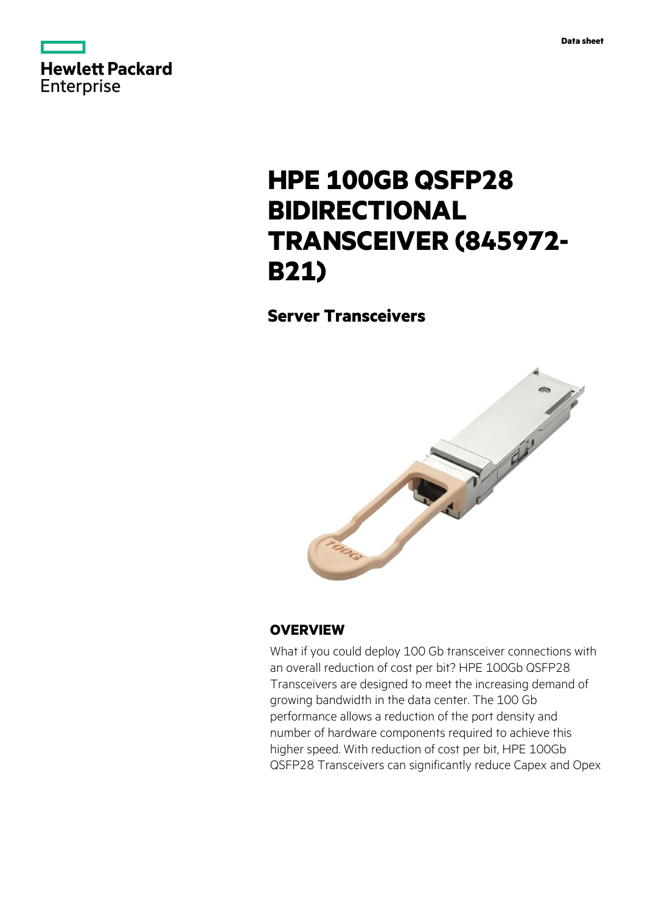Data sheet

# HPE 100GB QSFP28 BIDIRECTIONAL TRANSCEIVER (845972-B21)

## Server Transceivers

### OVERVIEW

What if you could deploy 100 Gb transceiver connections with an overall reduction of cost per bit? HPE 100Gb QSFP28 Transceivers are designed to meet the increasing demand of growing bandwidth in the data center. The 100 Gb performance allows a reduction of the port density and number of hardware components required to achieve this higher speed. With reduction of cost per bit, HPE 100Gb QSFP28 Transceivers can significantly reduce Capex and Opex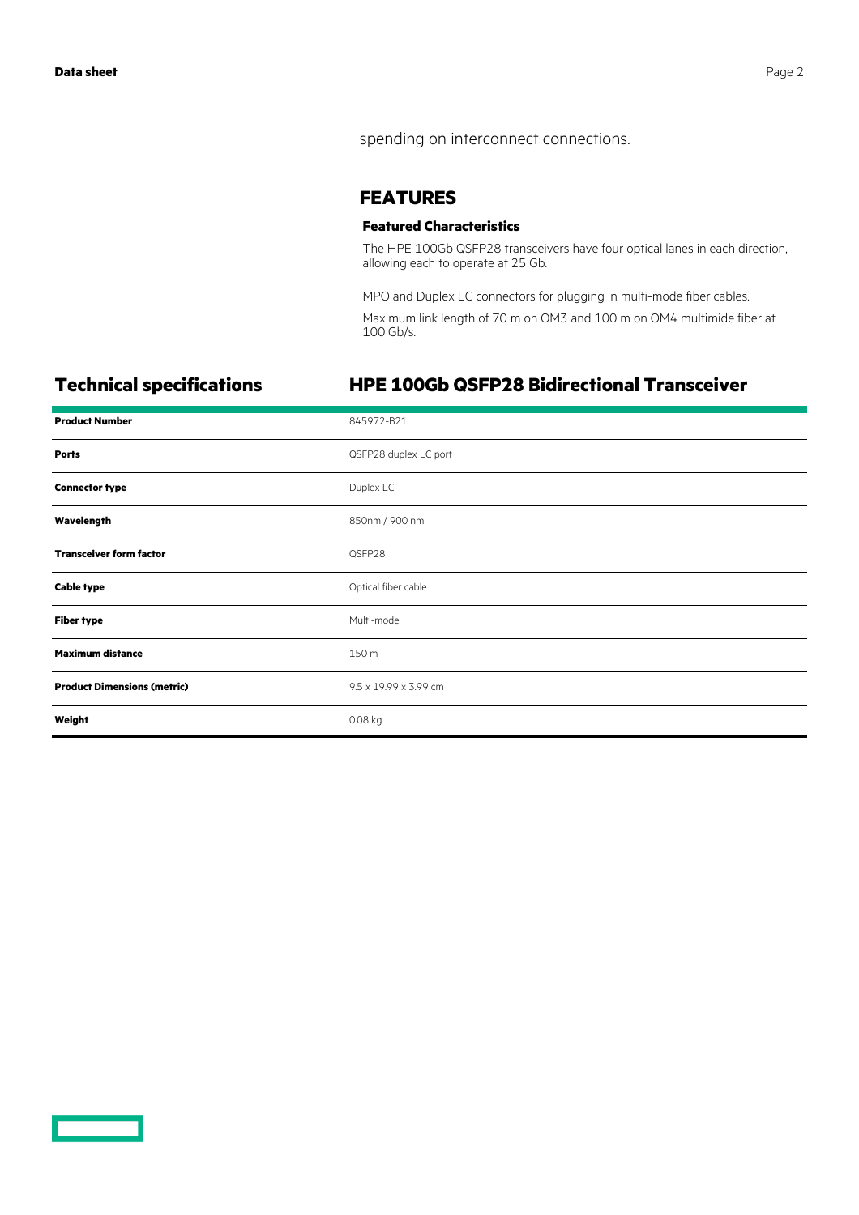spending on interconnect connections.

## FEATURES

### Featured Characteristics

The HPE 100Gb QSFP28 transceivers have four optical lanes in each direction, allowing each to operate at 25 Gb.

MPO and Duplex LC connectors for plugging in multi-mode fiber cables.

Maximum link length of 70 m on OM3 and 100 m on OM4 multimide fiber at 100 Gb/s.

## Technical specifications

### HPE 100Gb QSFP28 Bidirectional Transceiver

| | |
|---|---|
| **Product Number** | 845972-B21 |
| **Ports** | QSFP28 duplex LC port |
| **Connector type** | Duplex LC |
| **Wavelength** | 850nm / 900 nm |
| **Transceiver form factor** | QSFP28 |
| **Cable type** | Optical fiber cable |
| **Fiber type** | Multi-mode |
| **Maximum distance** | 150 m |
| **Product Dimensions (metric)** | 9.5 x 19.99 x 3.99 cm |
| **Weight** | 0.08 kg |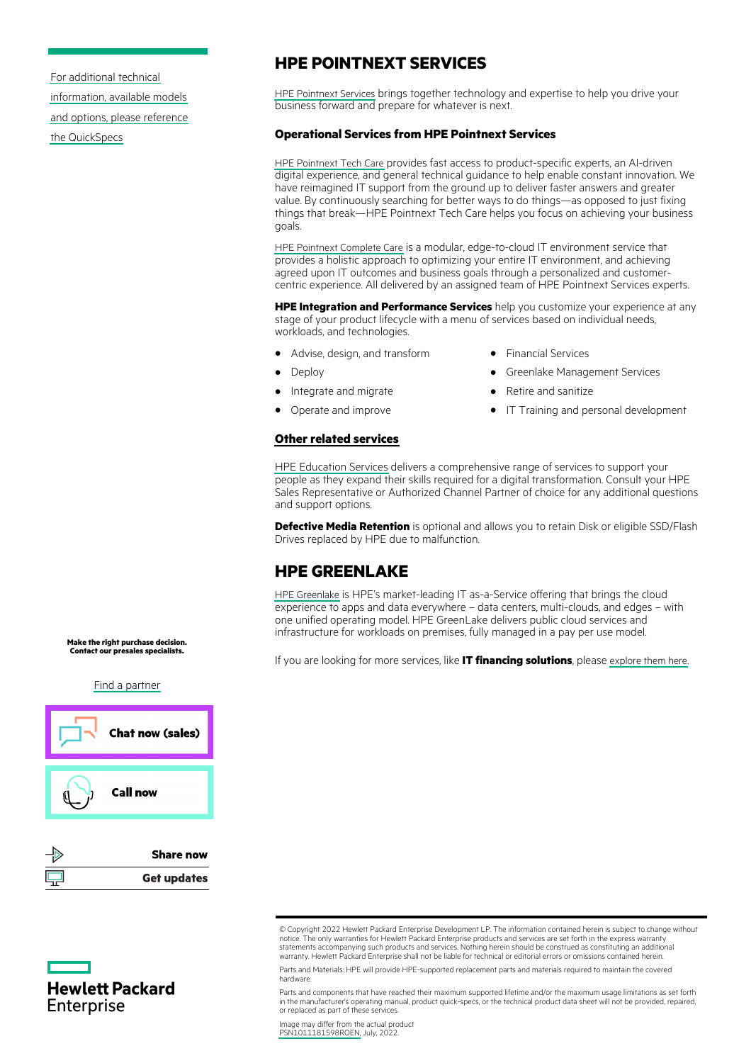For additional technical information, available models and options, please reference the QuickSpecs

## HPE POINTNEXT SERVICES

HPE Pointnext Services brings together technology and expertise to help you drive your business forward and prepare for whatever is next.

### Operational Services from HPE Pointnext Services

HPE Pointnext Tech Care provides fast access to product-specific experts, an AI-driven digital experience, and general technical guidance to help enable constant innovation. We have reimagined IT support from the ground up to deliver faster answers and greater value. By continuously searching for better ways to do things—as opposed to just fixing things that break—HPE Pointnext Tech Care helps you focus on achieving your business goals.

HPE Pointnext Complete Care is a modular, edge-to-cloud IT environment service that provides a holistic approach to optimizing your entire IT environment, and achieving agreed upon IT outcomes and business goals through a personalized and customer-centric experience. All delivered by an assigned team of HPE Pointnext Services experts.

**HPE Integration and Performance Services** help you customize your experience at any stage of your product lifecycle with a menu of services based on individual needs, workloads, and technologies.

- Advise, design, and transform
- Deploy
- Integrate and migrate
- Operate and improve
- Financial Services
- Greenlake Management Services
- Retire and sanitize
- IT Training and personal development

### Other related services

HPE Education Services delivers a comprehensive range of services to support your people as they expand their skills required for a digital transformation. Consult your HPE Sales Representative or Authorized Channel Partner of choice for any additional questions and support options.

**Defective Media Retention** is optional and allows you to retain Disk or eligible SSD/Flash Drives replaced by HPE due to malfunction.

## HPE GREENLAKE

HPE Greenlake is HPE's market-leading IT as-a-Service offering that brings the cloud experience to apps and data everywhere – data centers, multi-clouds, and edges – with one unified operating model. HPE GreenLake delivers public cloud services and infrastructure for workloads on premises, fully managed in a pay per use model.

If you are looking for more services, like **IT financing solutions**, please explore them here.

**Make the right purchase decision. Contact our presales specialists.**

Find a partner

Chat now (sales)

Call now

Share now

Get updates

Hewlett Packard Enterprise

© Copyright 2022 Hewlett Packard Enterprise Development LP. The information contained herein is subject to change without notice. The only warranties for Hewlett Packard Enterprise products and services are set forth in the express warranty statements accompanying such products and services. Nothing herein should be construed as constituting an additional warranty. Hewlett Packard Enterprise shall not be liable for technical or editorial errors or omissions contained herein.

Parts and Materials: HPE will provide HPE-supported replacement parts and materials required to maintain the covered hardware.

Parts and components that have reached their maximum supported lifetime and/or the maximum usage limitations as set forth in the manufacturer's operating manual, product quick-specs, or the technical product data sheet will not be provided, repaired, or replaced as part of these services.

Image may differ from the actual product

PSN1011181598ROEN, July, 2022.